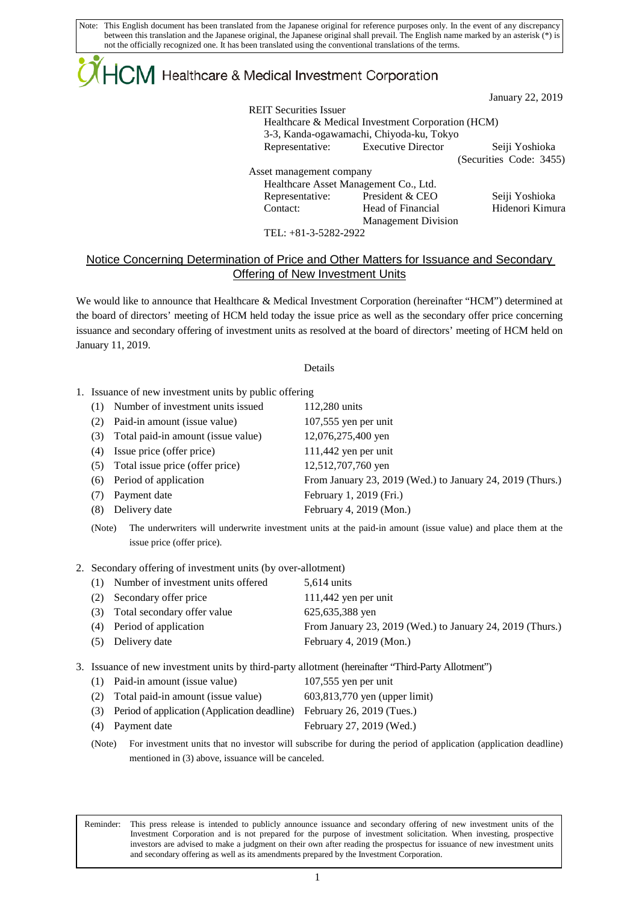Note: This English document has been translated from the Japanese original for reference purposes only. In the event of any discrepancy between this translation and the Japanese original, the Japanese original shall prevail. The English name marked by an asterisk (*) is not the officially recognized one. It has been translated using the conventional translations of the terms.

HCM Healthcare & Medical Investment Corporation

January 22, 2019

REIT Securities Issuer
Healthcare & Medical Investment Corporation (HCM)
3-3, Kanda-ogawamachi, Chiyoda-ku, Tokyo
Representative: Executive Director Seiji Yoshioka
(Securities Code: 3455)

Asset management company
Healthcare Asset Management Co., Ltd.
Representative: President & CEO Seiji Yoshioka
Contact: Head of Financial Management Division Hidenori Kimura
TEL: +81-3-5282-2922

## Notice Concerning Determination of Price and Other Matters for Issuance and Secondary Offering of New Investment Units

We would like to announce that Healthcare & Medical Investment Corporation (hereinafter "HCM") determined at the board of directors' meeting of HCM held today the issue price as well as the secondary offer price concerning issuance and secondary offering of investment units as resolved at the board of directors' meeting of HCM held on January 11, 2019.

Details

1. Issuance of new investment units by public offering

| | | |
|---|---|---|
| (1) | Number of investment units issued | 112,280 units |
| (2) | Paid-in amount (issue value) | 107,555 yen per unit |
| (3) | Total paid-in amount (issue value) | 12,076,275,400 yen |
| (4) | Issue price (offer price) | 111,442 yen per unit |
| (5) | Total issue price (offer price) | 12,512,707,760 yen |
| (6) | Period of application | From January 23, 2019 (Wed.) to January 24, 2019 (Thurs.) |
| (7) | Payment date | February 1, 2019 (Fri.) |
| (8) | Delivery date | February 4, 2019 (Mon.) |

(Note) The underwriters will underwrite investment units at the paid-in amount (issue value) and place them at the issue price (offer price).

2. Secondary offering of investment units (by over-allotment)

| | | |
|---|---|---|
| (1) | Number of investment units offered | 5,614 units |
| (2) | Secondary offer price | 111,442 yen per unit |
| (3) | Total secondary offer value | 625,635,388 yen |
| (4) | Period of application | From January 23, 2019 (Wed.) to January 24, 2019 (Thurs.) |
| (5) | Delivery date | February 4, 2019 (Mon.) |

3. Issuance of new investment units by third-party allotment (hereinafter "Third-Party Allotment")

| | | |
|---|---|---|
| (1) | Paid-in amount (issue value) | 107,555 yen per unit |
| (2) | Total paid-in amount (issue value) | 603,813,770 yen (upper limit) |
| (3) | Period of application (Application deadline) | February 26, 2019 (Tues.) |
| (4) | Payment date | February 27, 2019 (Wed.) |

(Note) For investment units that no investor will subscribe for during the period of application (application deadline) mentioned in (3) above, issuance will be canceled.

Reminder: This press release is intended to publicly announce issuance and secondary offering of new investment units of the Investment Corporation and is not prepared for the purpose of investment solicitation. When investing, prospective investors are advised to make a judgment on their own after reading the prospectus for issuance of new investment units and secondary offering as well as its amendments prepared by the Investment Corporation.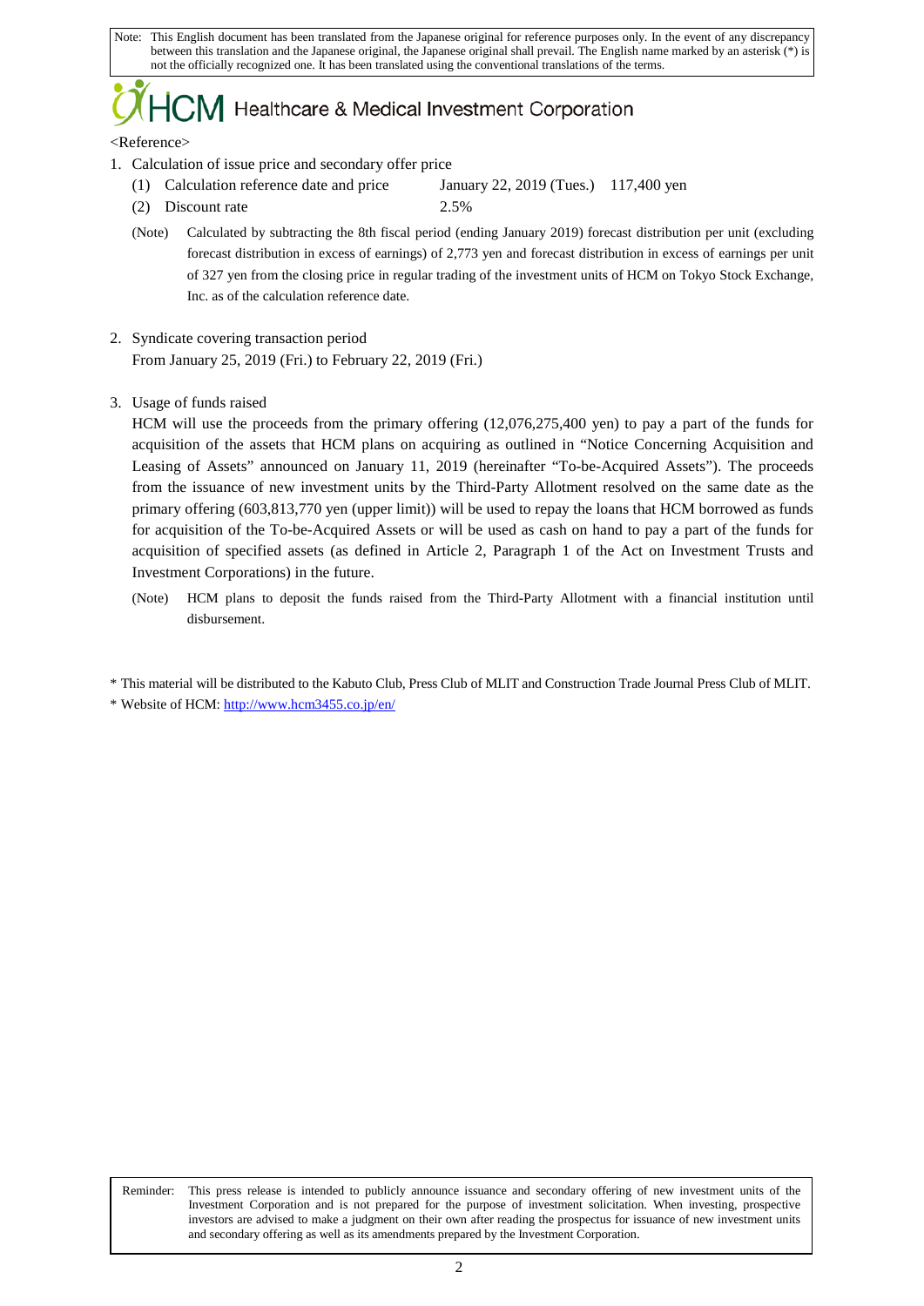Note: This English document has been translated from the Japanese original for reference purposes only. In the event of any discrepancy between this translation and the Japanese original, the Japanese original shall prevail. The English name marked by an asterisk (*) is not the officially recognized one. It has been translated using the conventional translations of the terms.

HCM Healthcare & Medical Investment Corporation

<Reference>

1. Calculation of issue price and secondary offer price
   (1) Calculation reference date and price    January 22, 2019 (Tues.)    117,400 yen
   (2) Discount rate    2.5%

   (Note) Calculated by subtracting the 8th fiscal period (ending January 2019) forecast distribution per unit (excluding forecast distribution in excess of earnings) of 2,773 yen and forecast distribution in excess of earnings per unit of 327 yen from the closing price in regular trading of the investment units of HCM on Tokyo Stock Exchange, Inc. as of the calculation reference date.

2. Syndicate covering transaction period
   From January 25, 2019 (Fri.) to February 22, 2019 (Fri.)

3. Usage of funds raised
   HCM will use the proceeds from the primary offering (12,076,275,400 yen) to pay a part of the funds for acquisition of the assets that HCM plans on acquiring as outlined in "Notice Concerning Acquisition and Leasing of Assets" announced on January 11, 2019 (hereinafter "To-be-Acquired Assets"). The proceeds from the issuance of new investment units by the Third-Party Allotment resolved on the same date as the primary offering (603,813,770 yen (upper limit)) will be used to repay the loans that HCM borrowed as funds for acquisition of the To-be-Acquired Assets or will be used as cash on hand to pay a part of the funds for acquisition of specified assets (as defined in Article 2, Paragraph 1 of the Act on Investment Trusts and Investment Corporations) in the future.

   (Note) HCM plans to deposit the funds raised from the Third-Party Allotment with a financial institution until disbursement.

* This material will be distributed to the Kabuto Club, Press Club of MLIT and Construction Trade Journal Press Club of MLIT.
* Website of HCM: http://www.hcm3455.co.jp/en/

Reminder: This press release is intended to publicly announce issuance and secondary offering of new investment units of the Investment Corporation and is not prepared for the purpose of investment solicitation. When investing, prospective investors are advised to make a judgment on their own after reading the prospectus for issuance of new investment units and secondary offering as well as its amendments prepared by the Investment Corporation.